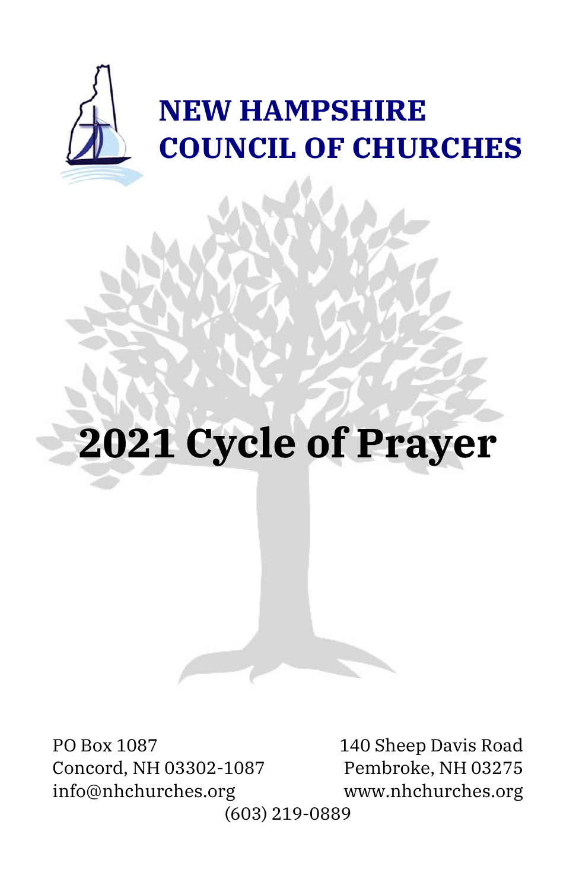# NEW HAMPSHIRE COUNCIL OF CHURCHES

# 2021 Cycle of Prayer

PO Box 1087
Concord, NH 03302-1087
info@nhchurches.org

140 Sheep Davis Road
Pembroke, NH 03275
www.nhchurches.org

(603) 219-0889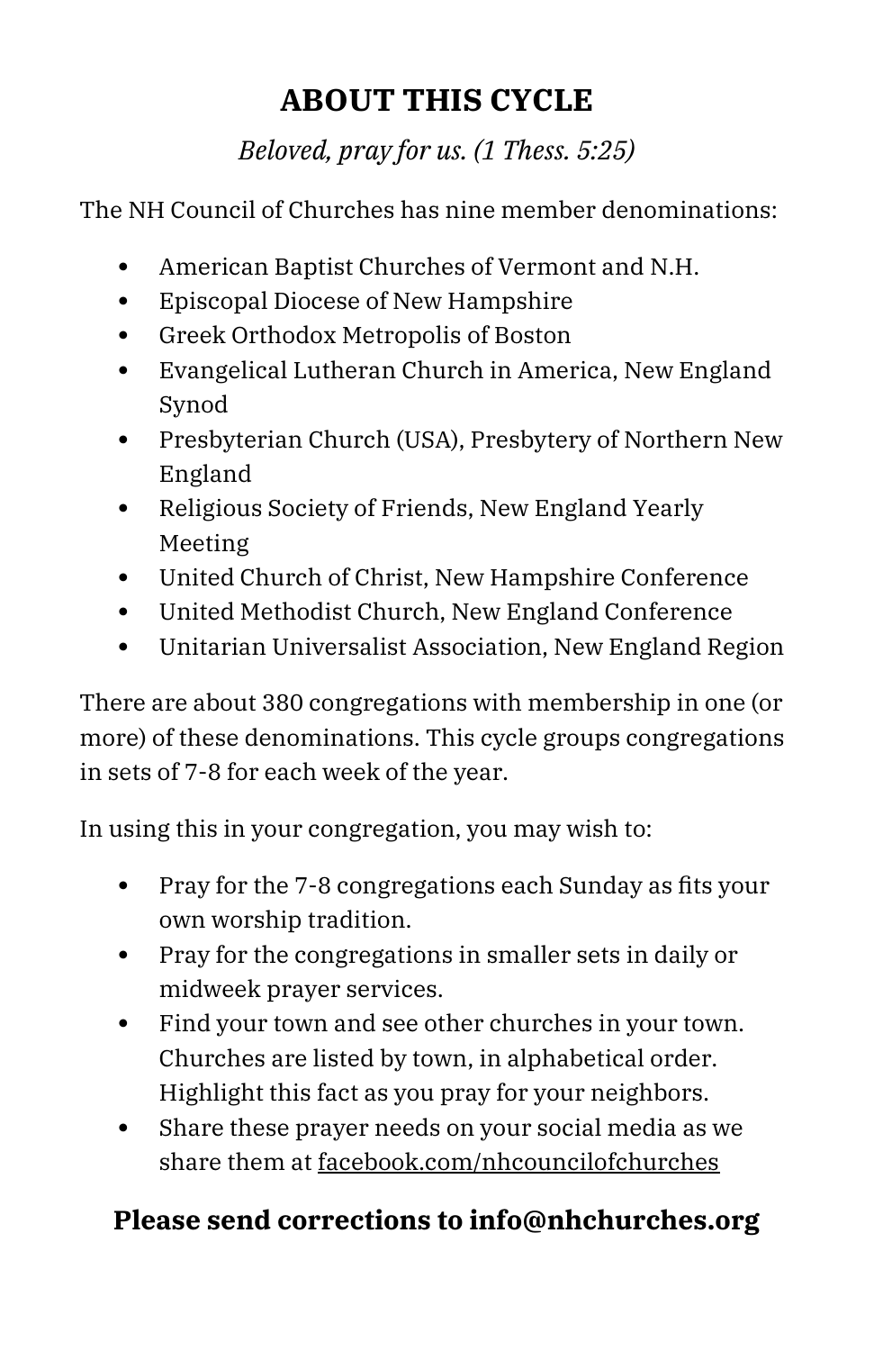# ABOUT THIS CYCLE

*Beloved, pray for us. (1 Thess. 5:25)*

The NH Council of Churches has nine member denominations:

- American Baptist Churches of Vermont and N.H.
- Episcopal Diocese of New Hampshire
- Greek Orthodox Metropolis of Boston
- Evangelical Lutheran Church in America, New England Synod
- Presbyterian Church (USA), Presbytery of Northern New England
- Religious Society of Friends, New England Yearly Meeting
- United Church of Christ, New Hampshire Conference
- United Methodist Church, New England Conference
- Unitarian Universalist Association, New England Region

There are about 380 congregations with membership in one (or more) of these denominations. This cycle groups congregations in sets of 7-8 for each week of the year.

In using this in your congregation, you may wish to:

- Pray for the 7-8 congregations each Sunday as fits your own worship tradition.
- Pray for the congregations in smaller sets in daily or midweek prayer services.
- Find your town and see other churches in your town. Churches are listed by town, in alphabetical order. Highlight this fact as you pray for your neighbors.
- Share these prayer needs on your social media as we share them at facebook.com/nhcouncilofchurches

**Please send corrections to info@nhchurches.org**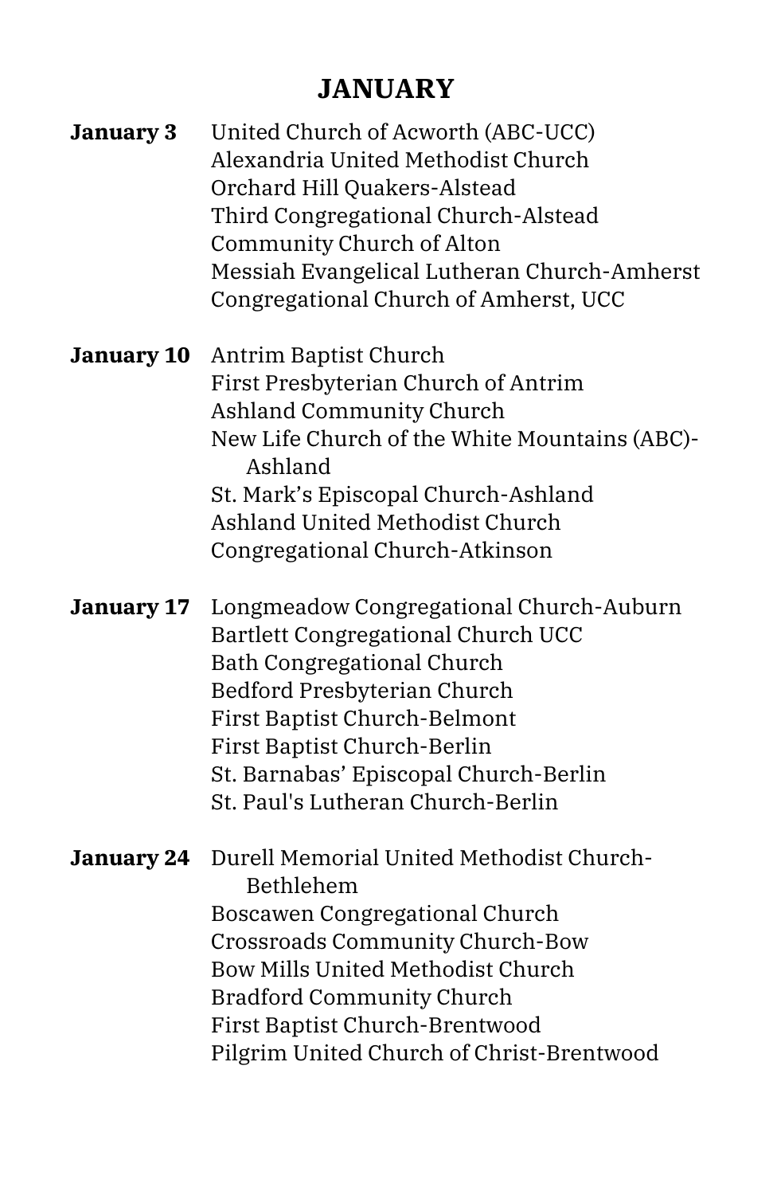# JANUARY

**January 3**
United Church of Acworth (ABC-UCC)
Alexandria United Methodist Church
Orchard Hill Quakers-Alstead
Third Congregational Church-Alstead
Community Church of Alton
Messiah Evangelical Lutheran Church-Amherst
Congregational Church of Amherst, UCC

**January 10**
Antrim Baptist Church
First Presbyterian Church of Antrim
Ashland Community Church
New Life Church of the White Mountains (ABC)-Ashland
St. Mark's Episcopal Church-Ashland
Ashland United Methodist Church
Congregational Church-Atkinson

**January 17**
Longmeadow Congregational Church-Auburn
Bartlett Congregational Church UCC
Bath Congregational Church
Bedford Presbyterian Church
First Baptist Church-Belmont
First Baptist Church-Berlin
St. Barnabas' Episcopal Church-Berlin
St. Paul's Lutheran Church-Berlin

**January 24**
Durell Memorial United Methodist Church-Bethlehem
Boscawen Congregational Church
Crossroads Community Church-Bow
Bow Mills United Methodist Church
Bradford Community Church
First Baptist Church-Brentwood
Pilgrim United Church of Christ-Brentwood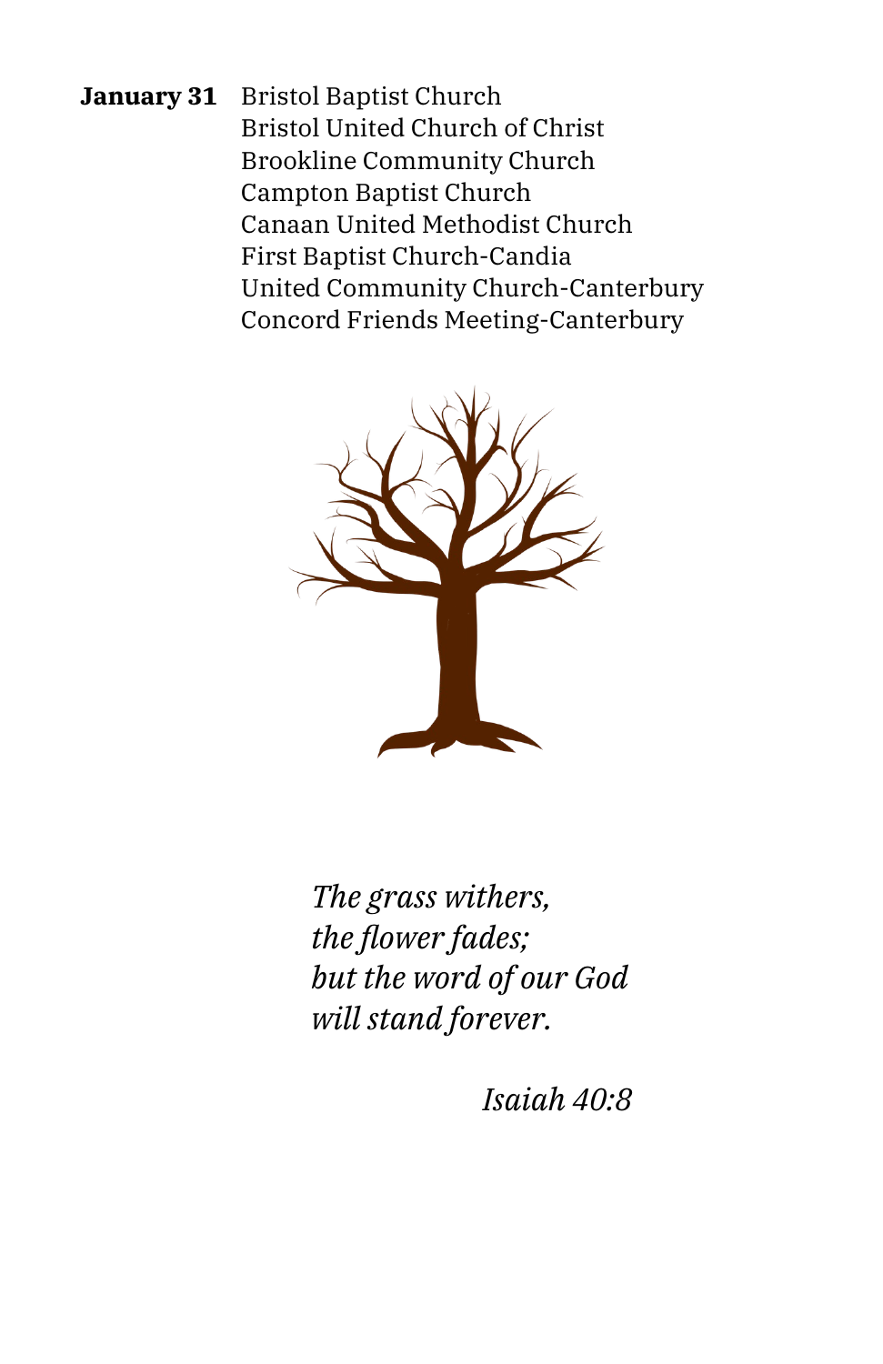**January 31** Bristol Baptist Church
Bristol United Church of Christ
Brookline Community Church
Campton Baptist Church
Canaan United Methodist Church
First Baptist Church-Candia
United Community Church-Canterbury
Concord Friends Meeting-Canterbury

*The grass withers,*
*the flower fades;*
*but the word of our God*
*will stand forever.*

*Isaiah 40:8*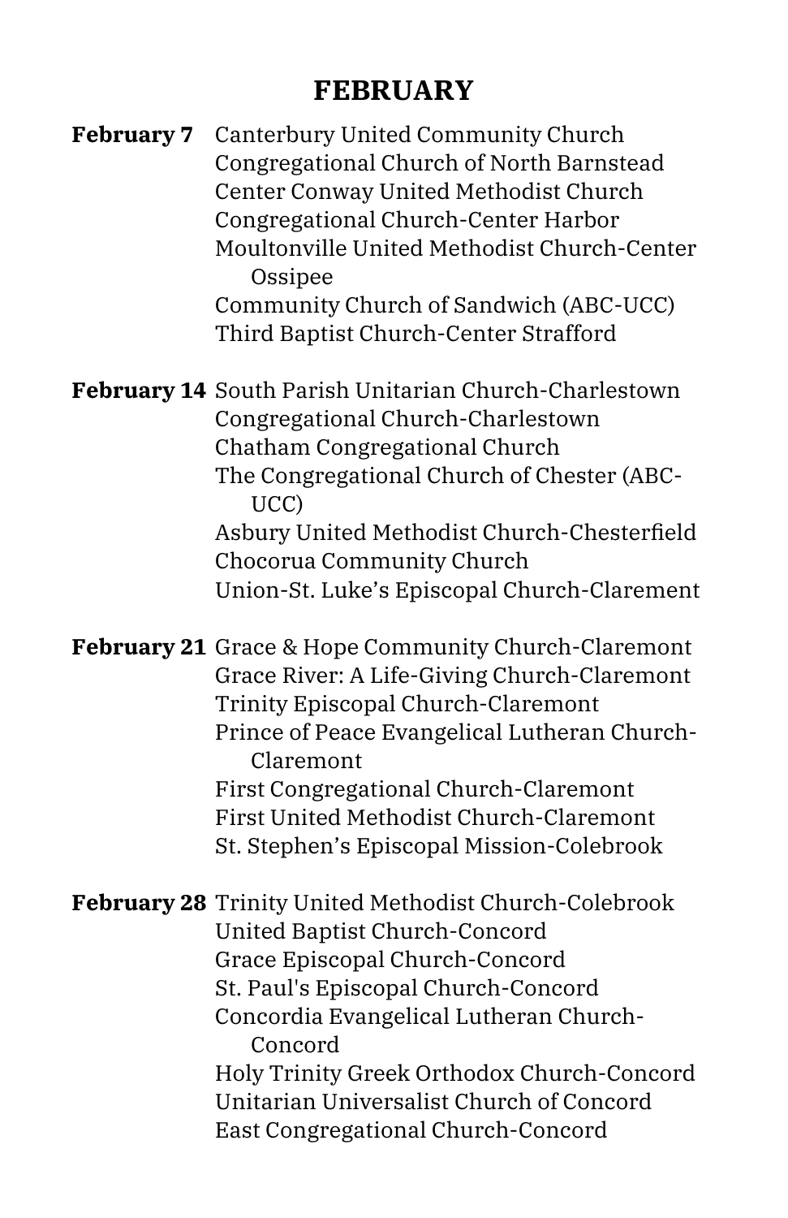# FEBRUARY

**February 7** Canterbury United Community Church
Congregational Church of North Barnstead
Center Conway United Methodist Church
Congregational Church-Center Harbor
Moultonville United Methodist Church-Center Ossipee
Community Church of Sandwich (ABC-UCC)
Third Baptist Church-Center Strafford

**February 14** South Parish Unitarian Church-Charlestown
Congregational Church-Charlestown
Chatham Congregational Church
The Congregational Church of Chester (ABC-UCC)
Asbury United Methodist Church-Chesterfield
Chocorua Community Church
Union-St. Luke's Episcopal Church-Clarement

**February 21** Grace & Hope Community Church-Claremont
Grace River: A Life-Giving Church-Claremont
Trinity Episcopal Church-Claremont
Prince of Peace Evangelical Lutheran Church-Claremont
First Congregational Church-Claremont
First United Methodist Church-Claremont
St. Stephen's Episcopal Mission-Colebrook

**February 28** Trinity United Methodist Church-Colebrook
United Baptist Church-Concord
Grace Episcopal Church-Concord
St. Paul's Episcopal Church-Concord
Concordia Evangelical Lutheran Church-Concord
Holy Trinity Greek Orthodox Church-Concord
Unitarian Universalist Church of Concord
East Congregational Church-Concord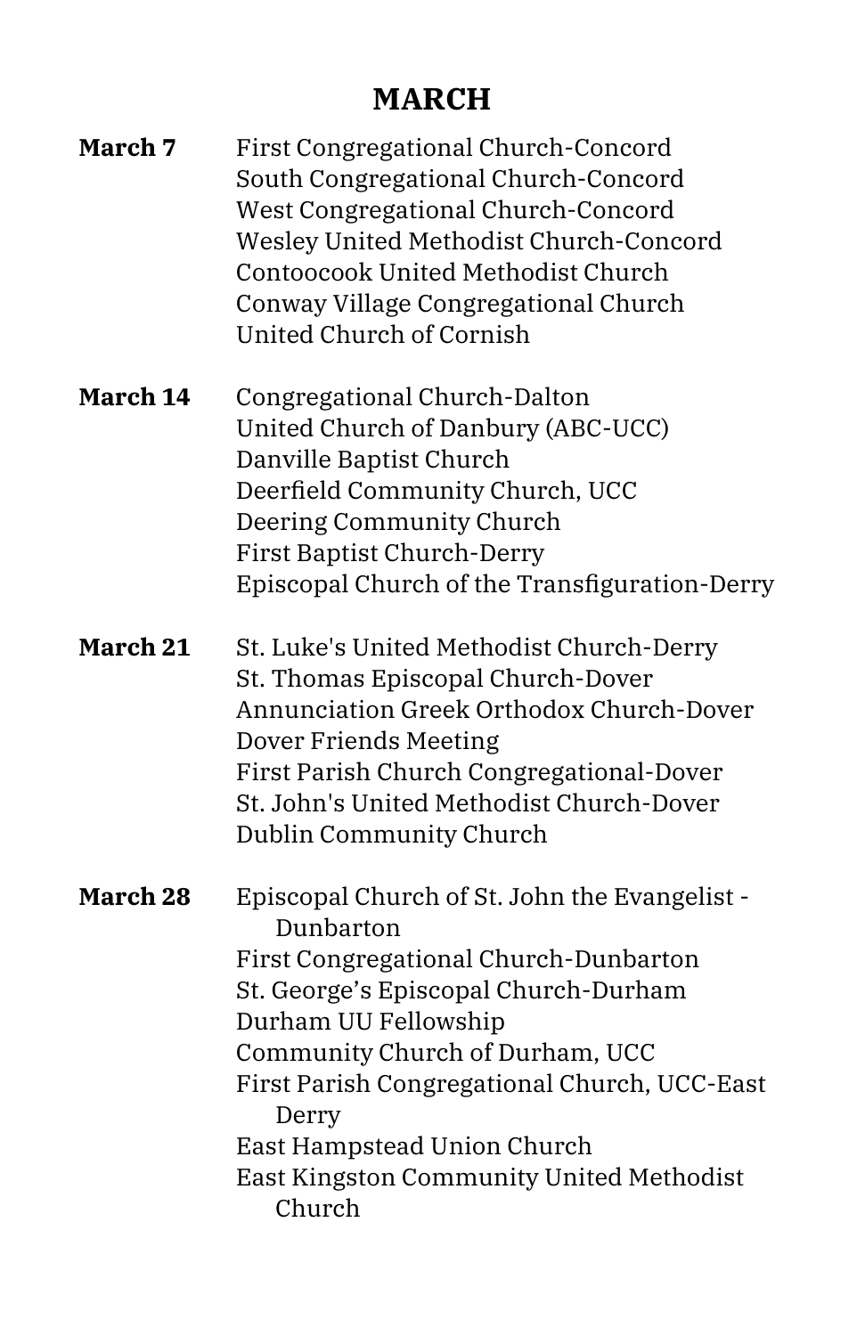## MARCH

**March 7**

- First Congregational Church-Concord
- South Congregational Church-Concord
- West Congregational Church-Concord
- Wesley United Methodist Church-Concord
- Contoocook United Methodist Church
- Conway Village Congregational Church
- United Church of Cornish

**March 14**

- Congregational Church-Dalton
- United Church of Danbury (ABC-UCC)
- Danville Baptist Church
- Deerfield Community Church, UCC
- Deering Community Church
- First Baptist Church-Derry
- Episcopal Church of the Transfiguration-Derry

**March 21**

- St. Luke's United Methodist Church-Derry
- St. Thomas Episcopal Church-Dover
- Annunciation Greek Orthodox Church-Dover
- Dover Friends Meeting
- First Parish Church Congregational-Dover
- St. John's United Methodist Church-Dover
- Dublin Community Church

**March 28**

- Episcopal Church of St. John the Evangelist - Dunbarton
- First Congregational Church-Dunbarton
- St. George's Episcopal Church-Durham
- Durham UU Fellowship
- Community Church of Durham, UCC
- First Parish Congregational Church, UCC-East Derry
- East Hampstead Union Church
- East Kingston Community United Methodist Church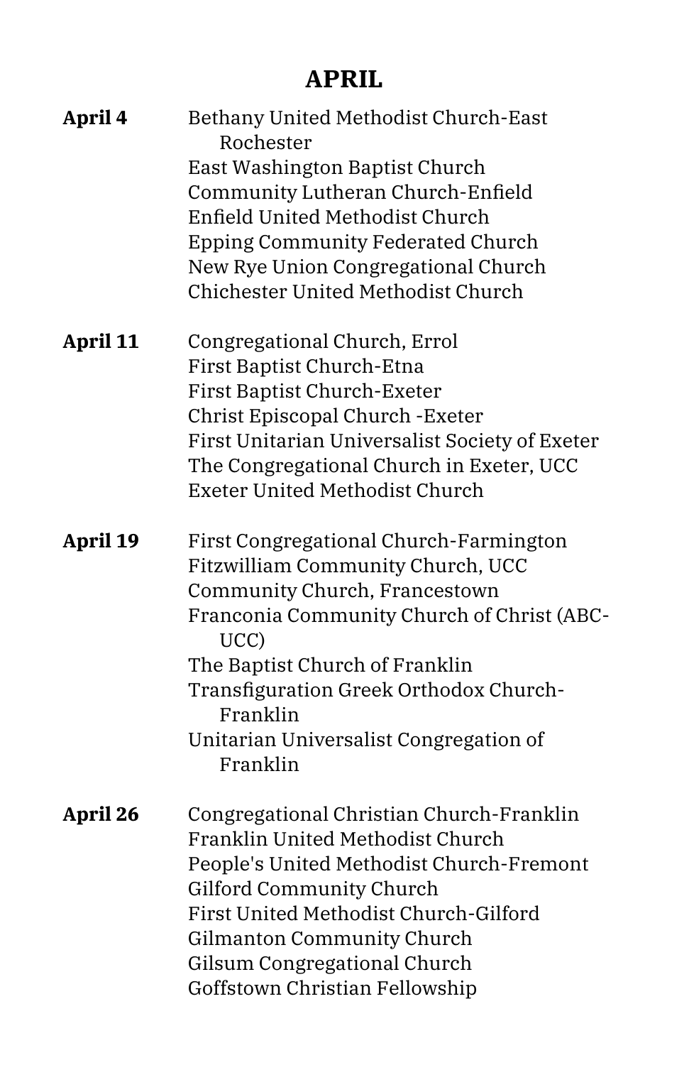# APRIL

**April 4**

Bethany United Methodist Church-East Rochester
East Washington Baptist Church
Community Lutheran Church-Enfield
Enfield United Methodist Church
Epping Community Federated Church
New Rye Union Congregational Church
Chichester United Methodist Church

**April 11**

Congregational Church, Errol
First Baptist Church-Etna
First Baptist Church-Exeter
Christ Episcopal Church -Exeter
First Unitarian Universalist Society of Exeter
The Congregational Church in Exeter, UCC
Exeter United Methodist Church

**April 19**

First Congregational Church-Farmington
Fitzwilliam Community Church, UCC
Community Church, Francestown
Franconia Community Church of Christ (ABC-UCC)
The Baptist Church of Franklin
Transfiguration Greek Orthodox Church-Franklin
Unitarian Universalist Congregation of Franklin

**April 26**

Congregational Christian Church-Franklin
Franklin United Methodist Church
People's United Methodist Church-Fremont
Gilford Community Church
First United Methodist Church-Gilford
Gilmanton Community Church
Gilsum Congregational Church
Goffstown Christian Fellowship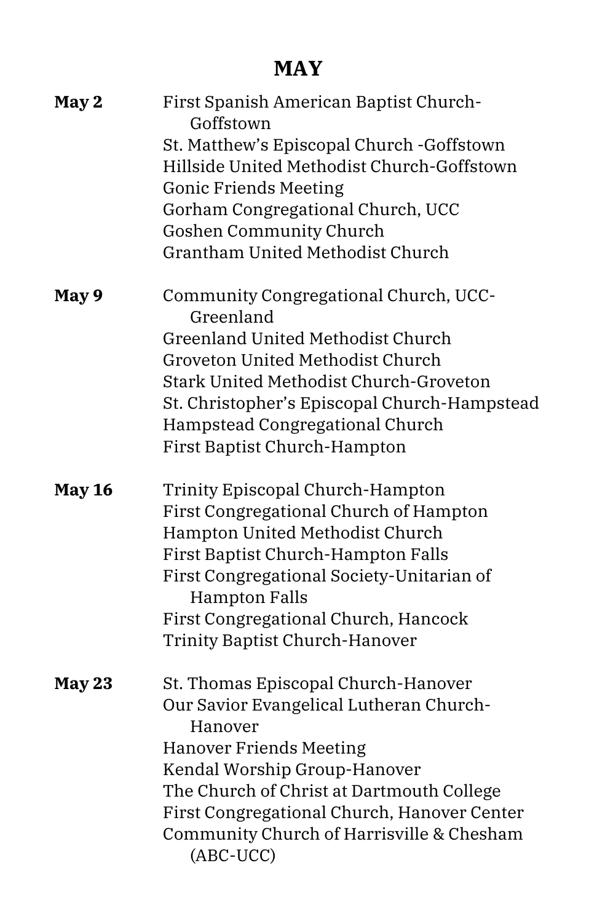## MAY

**May 2**

First Spanish American Baptist Church-Goffstown
St. Matthew's Episcopal Church -Goffstown
Hillside United Methodist Church-Goffstown
Gonic Friends Meeting
Gorham Congregational Church, UCC
Goshen Community Church
Grantham United Methodist Church

**May 9**

Community Congregational Church, UCC-Greenland
Greenland United Methodist Church
Groveton United Methodist Church
Stark United Methodist Church-Groveton
St. Christopher's Episcopal Church-Hampstead
Hampstead Congregational Church
First Baptist Church-Hampton

**May 16**

Trinity Episcopal Church-Hampton
First Congregational Church of Hampton
Hampton United Methodist Church
First Baptist Church-Hampton Falls
First Congregational Society-Unitarian of Hampton Falls
First Congregational Church, Hancock
Trinity Baptist Church-Hanover

**May 23**

St. Thomas Episcopal Church-Hanover
Our Savior Evangelical Lutheran Church-Hanover
Hanover Friends Meeting
Kendal Worship Group-Hanover
The Church of Christ at Dartmouth College
First Congregational Church, Hanover Center
Community Church of Harrisville & Chesham (ABC-UCC)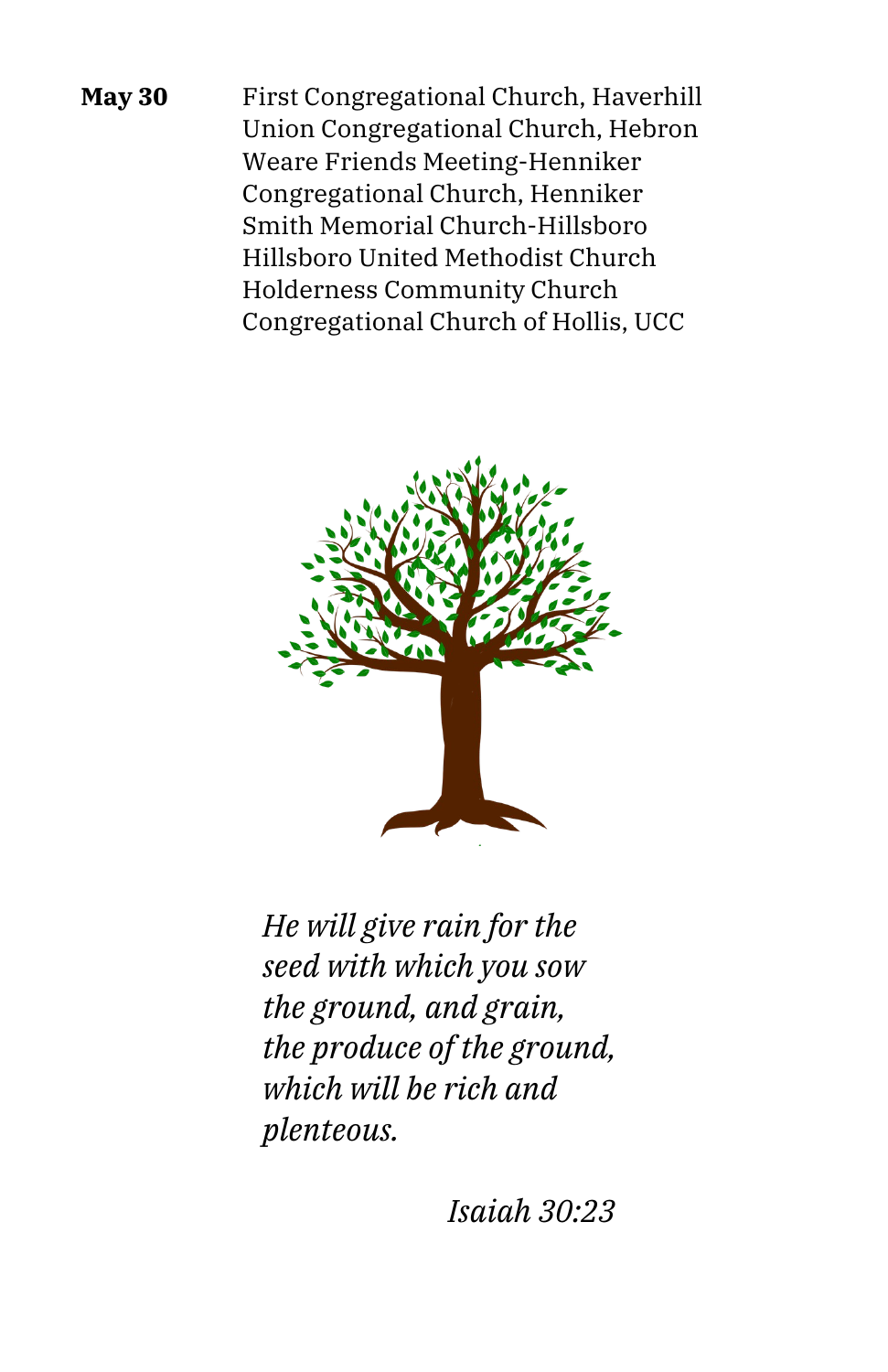**May 30**

First Congregational Church, Haverhill
Union Congregational Church, Hebron
Weare Friends Meeting-Henniker
Congregational Church, Henniker
Smith Memorial Church-Hillsboro
Hillsboro United Methodist Church
Holderness Community Church
Congregational Church of Hollis, UCC

*He will give rain for the seed with which you sow the ground, and grain, the produce of the ground, which will be rich and plenteous.*

*Isaiah 30:23*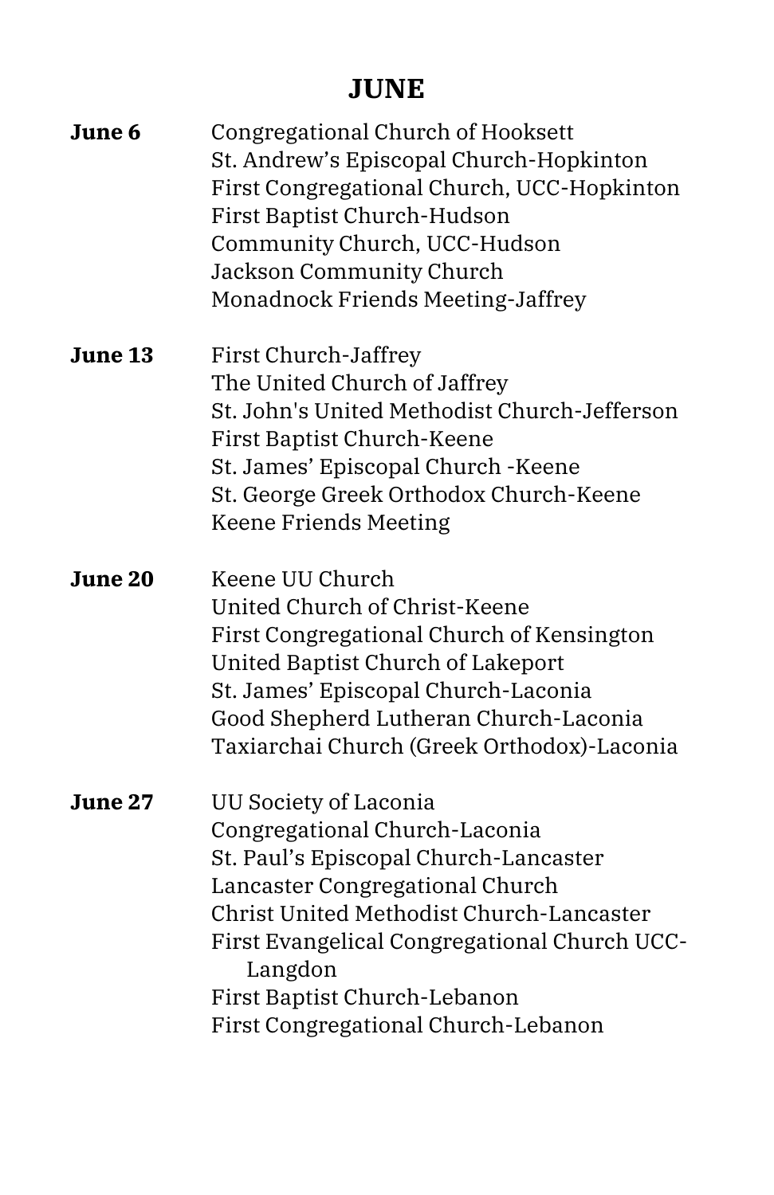# JUNE

**June 6**
Congregational Church of Hooksett
St. Andrew’s Episcopal Church-Hopkinton
First Congregational Church, UCC-Hopkinton
First Baptist Church-Hudson
Community Church, UCC-Hudson
Jackson Community Church
Monadnock Friends Meeting-Jaffrey

**June 13**
First Church-Jaffrey
The United Church of Jaffrey
St. John's United Methodist Church-Jefferson
First Baptist Church-Keene
St. James’ Episcopal Church -Keene
St. George Greek Orthodox Church-Keene
Keene Friends Meeting

**June 20**
Keene UU Church
United Church of Christ-Keene
First Congregational Church of Kensington
United Baptist Church of Lakeport
St. James’ Episcopal Church-Laconia
Good Shepherd Lutheran Church-Laconia
Taxiarchai Church (Greek Orthodox)-Laconia

**June 27**
UU Society of Laconia
Congregational Church-Laconia
St. Paul’s Episcopal Church-Lancaster
Lancaster Congregational Church
Christ United Methodist Church-Lancaster
First Evangelical Congregational Church UCC-Langdon
First Baptist Church-Lebanon
First Congregational Church-Lebanon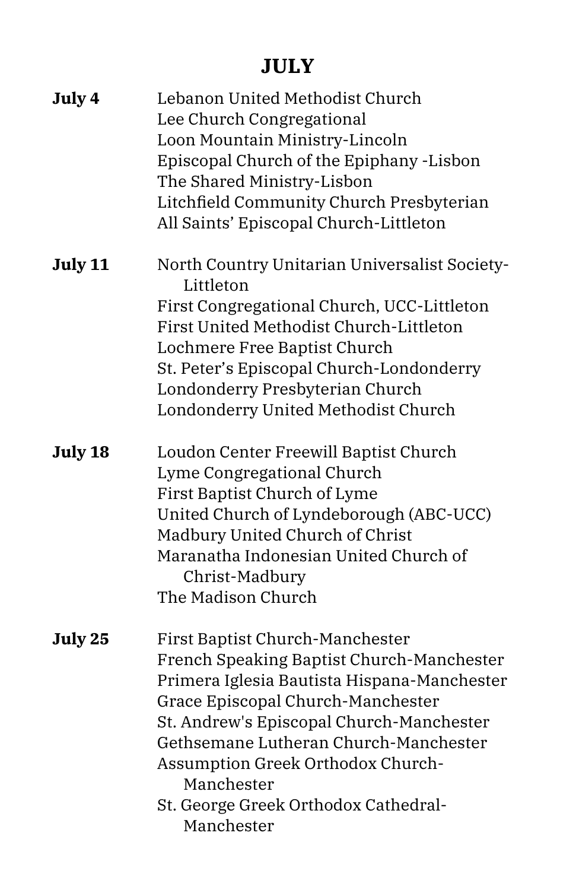# JULY

**July 4**

Lebanon United Methodist Church
Lee Church Congregational
Loon Mountain Ministry-Lincoln
Episcopal Church of the Epiphany -Lisbon
The Shared Ministry-Lisbon
Litchfield Community Church Presbyterian
All Saints' Episcopal Church-Littleton

**July 11**

North Country Unitarian Universalist Society-Littleton
First Congregational Church, UCC-Littleton
First United Methodist Church-Littleton
Lochmere Free Baptist Church
St. Peter's Episcopal Church-Londonderry
Londonderry Presbyterian Church
Londonderry United Methodist Church

**July 18**

Loudon Center Freewill Baptist Church
Lyme Congregational Church
First Baptist Church of Lyme
United Church of Lyndeborough (ABC-UCC)
Madbury United Church of Christ
Maranatha Indonesian United Church of Christ-Madbury
The Madison Church

**July 25**

First Baptist Church-Manchester
French Speaking Baptist Church-Manchester
Primera Iglesia Bautista Hispana-Manchester
Grace Episcopal Church-Manchester
St. Andrew's Episcopal Church-Manchester
Gethsemane Lutheran Church-Manchester
Assumption Greek Orthodox Church-Manchester
St. George Greek Orthodox Cathedral-Manchester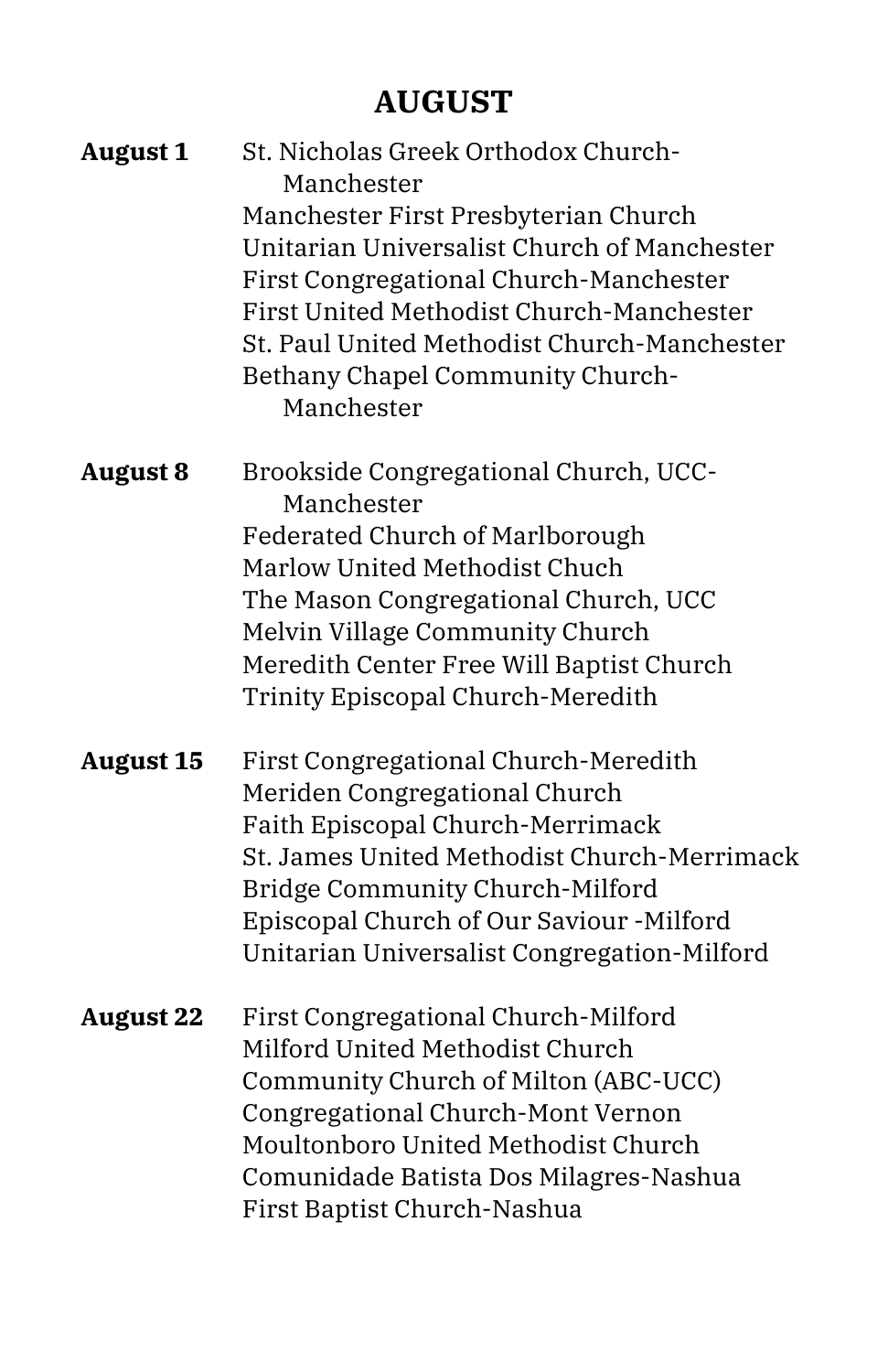## AUGUST

**August 1**
St. Nicholas Greek Orthodox Church-Manchester
Manchester First Presbyterian Church
Unitarian Universalist Church of Manchester
First Congregational Church-Manchester
First United Methodist Church-Manchester
St. Paul United Methodist Church-Manchester
Bethany Chapel Community Church-Manchester

**August 8**
Brookside Congregational Church, UCC-Manchester
Federated Church of Marlborough
Marlow United Methodist Chuch
The Mason Congregational Church, UCC
Melvin Village Community Church
Meredith Center Free Will Baptist Church
Trinity Episcopal Church-Meredith

**August 15**
First Congregational Church-Meredith
Meriden Congregational Church
Faith Episcopal Church-Merrimack
St. James United Methodist Church-Merrimack
Bridge Community Church-Milford
Episcopal Church of Our Saviour -Milford
Unitarian Universalist Congregation-Milford

**August 22**
First Congregational Church-Milford
Milford United Methodist Church
Community Church of Milton (ABC-UCC)
Congregational Church-Mont Vernon
Moultonboro United Methodist Church
Comunidade Batista Dos Milagres-Nashua
First Baptist Church-Nashua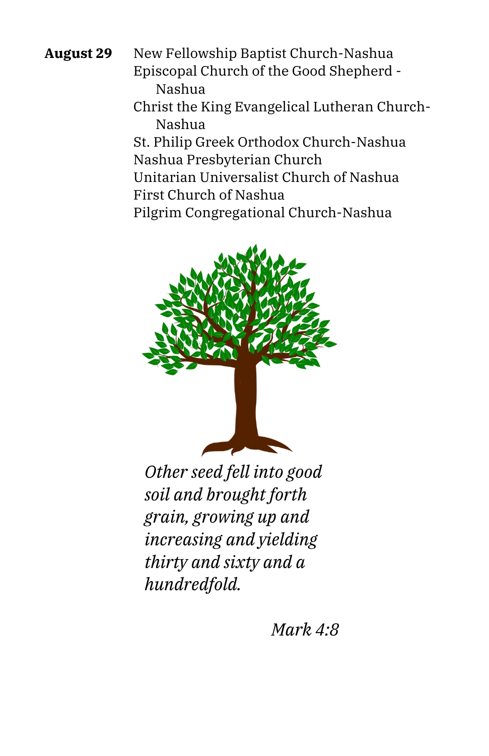**August 29**

New Fellowship Baptist Church-Nashua
Episcopal Church of the Good Shepherd - Nashua
Christ the King Evangelical Lutheran Church-Nashua
St. Philip Greek Orthodox Church-Nashua
Nashua Presbyterian Church
Unitarian Universalist Church of Nashua
First Church of Nashua
Pilgrim Congregational Church-Nashua

*Other seed fell into good soil and brought forth grain, growing up and increasing and yielding thirty and sixty and a hundredfold.*

*Mark 4:8*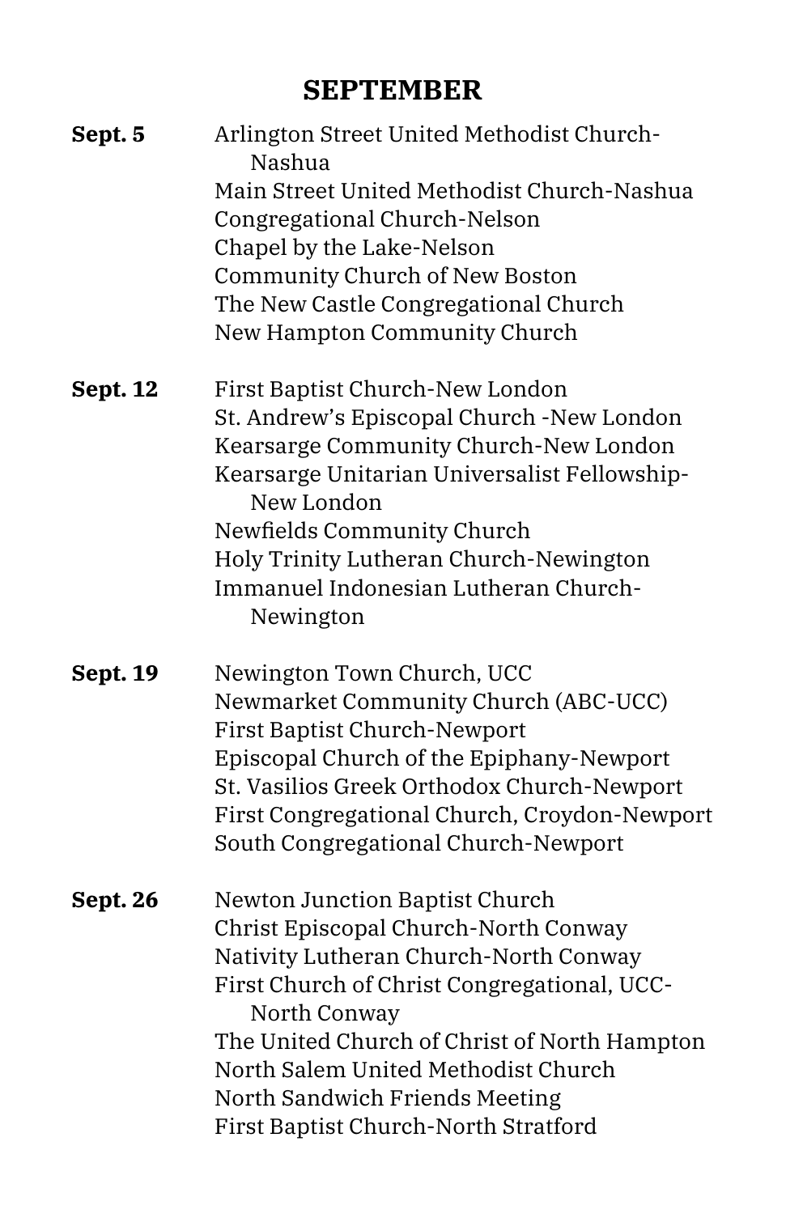## SEPTEMBER

**Sept. 5**

Arlington Street United Methodist Church-Nashua
Main Street United Methodist Church-Nashua
Congregational Church-Nelson
Chapel by the Lake-Nelson
Community Church of New Boston
The New Castle Congregational Church
New Hampton Community Church

**Sept. 12**

First Baptist Church-New London
St. Andrew's Episcopal Church -New London
Kearsarge Community Church-New London
Kearsarge Unitarian Universalist Fellowship-New London
Newfields Community Church
Holy Trinity Lutheran Church-Newington
Immanuel Indonesian Lutheran Church-Newington

**Sept. 19**

Newington Town Church, UCC
Newmarket Community Church (ABC-UCC)
First Baptist Church-Newport
Episcopal Church of the Epiphany-Newport
St. Vasilios Greek Orthodox Church-Newport
First Congregational Church, Croydon-Newport
South Congregational Church-Newport

**Sept. 26**

Newton Junction Baptist Church
Christ Episcopal Church-North Conway
Nativity Lutheran Church-North Conway
First Church of Christ Congregational, UCC-North Conway
The United Church of Christ of North Hampton
North Salem United Methodist Church
North Sandwich Friends Meeting
First Baptist Church-North Stratford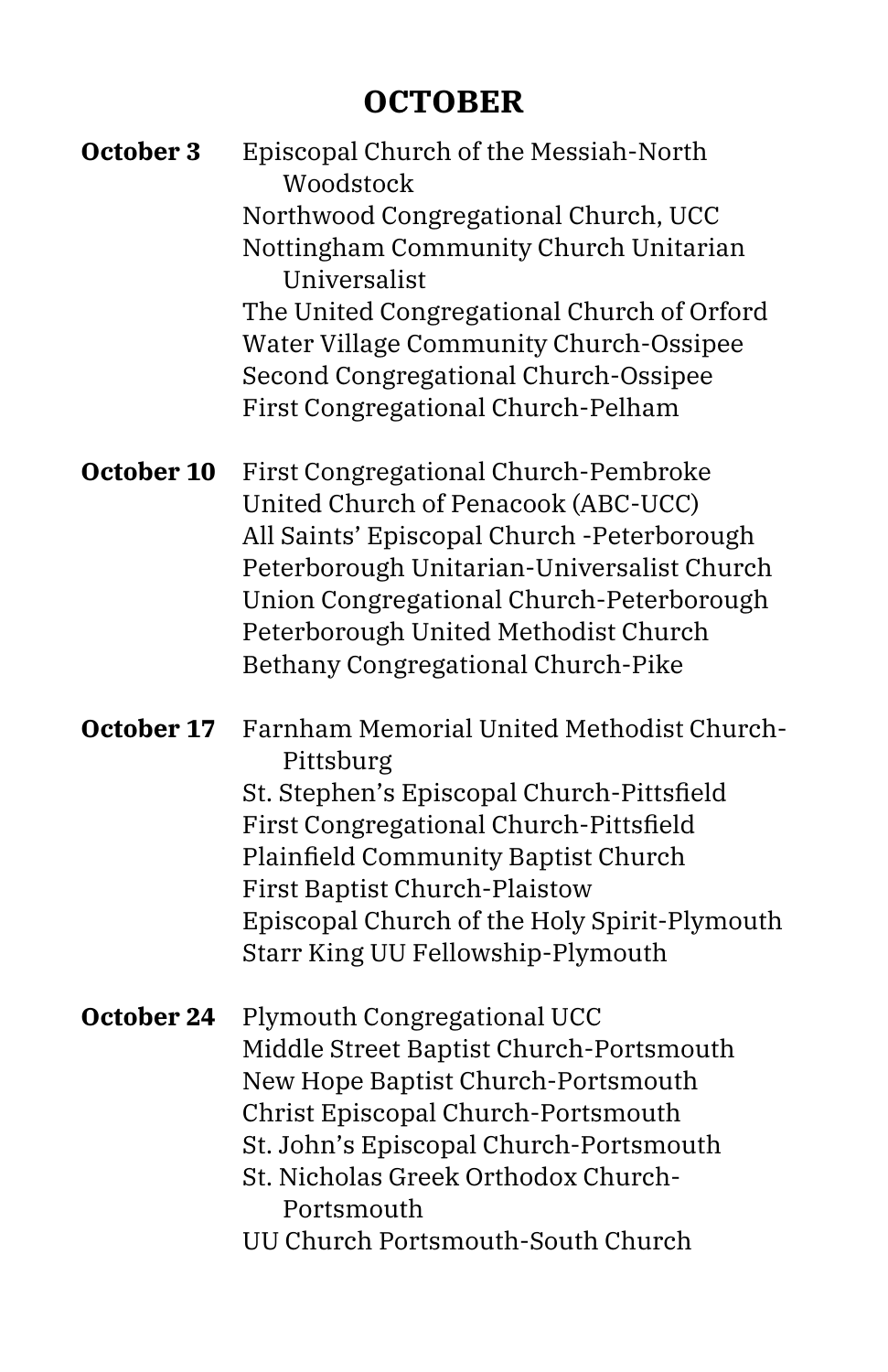## OCTOBER

**October 3**
Episcopal Church of the Messiah-North Woodstock
Northwood Congregational Church, UCC
Nottingham Community Church Unitarian Universalist
The United Congregational Church of Orford
Water Village Community Church-Ossipee
Second Congregational Church-Ossipee
First Congregational Church-Pelham

**October 10**
First Congregational Church-Pembroke
United Church of Penacook (ABC-UCC)
All Saints' Episcopal Church -Peterborough
Peterborough Unitarian-Universalist Church
Union Congregational Church-Peterborough
Peterborough United Methodist Church
Bethany Congregational Church-Pike

**October 17**
Farnham Memorial United Methodist Church-Pittsburg
St. Stephen's Episcopal Church-Pittsfield
First Congregational Church-Pittsfield
Plainfield Community Baptist Church
First Baptist Church-Plaistow
Episcopal Church of the Holy Spirit-Plymouth
Starr King UU Fellowship-Plymouth

**October 24**
Plymouth Congregational UCC
Middle Street Baptist Church-Portsmouth
New Hope Baptist Church-Portsmouth
Christ Episcopal Church-Portsmouth
St. John's Episcopal Church-Portsmouth
St. Nicholas Greek Orthodox Church-Portsmouth
UU Church Portsmouth-South Church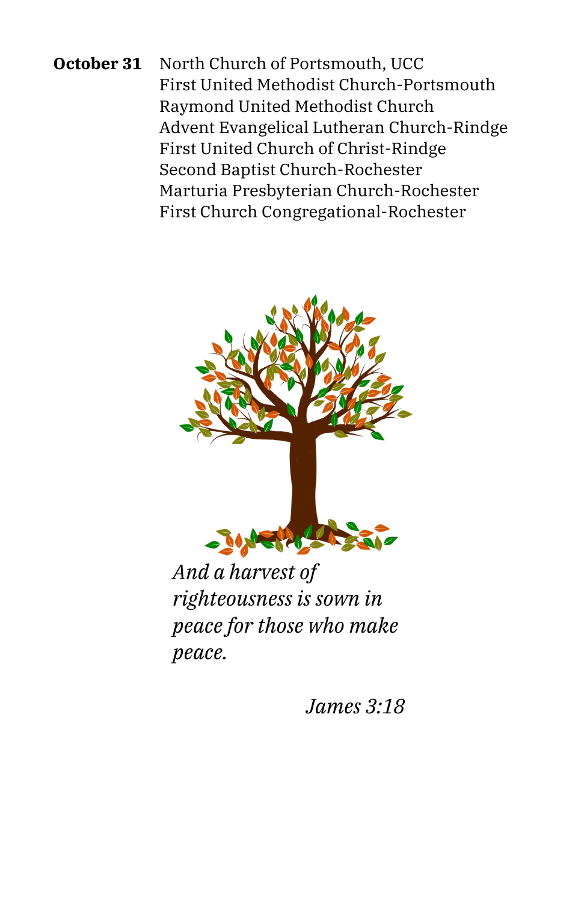**October 31**

North Church of Portsmouth, UCC
First United Methodist Church-Portsmouth
Raymond United Methodist Church
Advent Evangelical Lutheran Church-Rindge
First United Church of Christ-Rindge
Second Baptist Church-Rochester
Marturia Presbyterian Church-Rochester
First Church Congregational-Rochester

*And a harvest of righteousness is sown in peace for those who make peace.*

*James 3:18*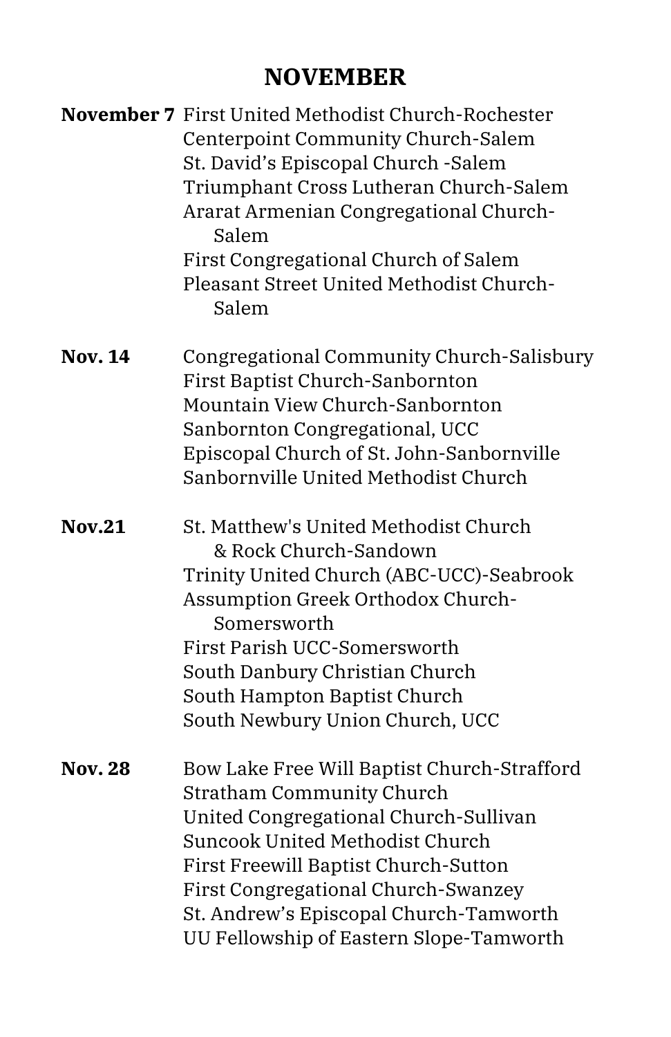# NOVEMBER

**November 7** First United Methodist Church-Rochester
Centerpoint Community Church-Salem
St. David's Episcopal Church -Salem
Triumphant Cross Lutheran Church-Salem
Ararat Armenian Congregational Church-Salem
First Congregational Church of Salem
Pleasant Street United Methodist Church-Salem

**Nov. 14** Congregational Community Church-Salisbury
First Baptist Church-Sanbornton
Mountain View Church-Sanbornton
Sanbornton Congregational, UCC
Episcopal Church of St. John-Sanbornville
Sanbornville United Methodist Church

**Nov.21** St. Matthew's United Methodist Church & Rock Church-Sandown
Trinity United Church (ABC-UCC)-Seabrook
Assumption Greek Orthodox Church-Somersworth
First Parish UCC-Somersworth
South Danbury Christian Church
South Hampton Baptist Church
South Newbury Union Church, UCC

**Nov. 28** Bow Lake Free Will Baptist Church-Strafford
Stratham Community Church
United Congregational Church-Sullivan
Suncook United Methodist Church
First Freewill Baptist Church-Sutton
First Congregational Church-Swanzey
St. Andrew's Episcopal Church-Tamworth
UU Fellowship of Eastern Slope-Tamworth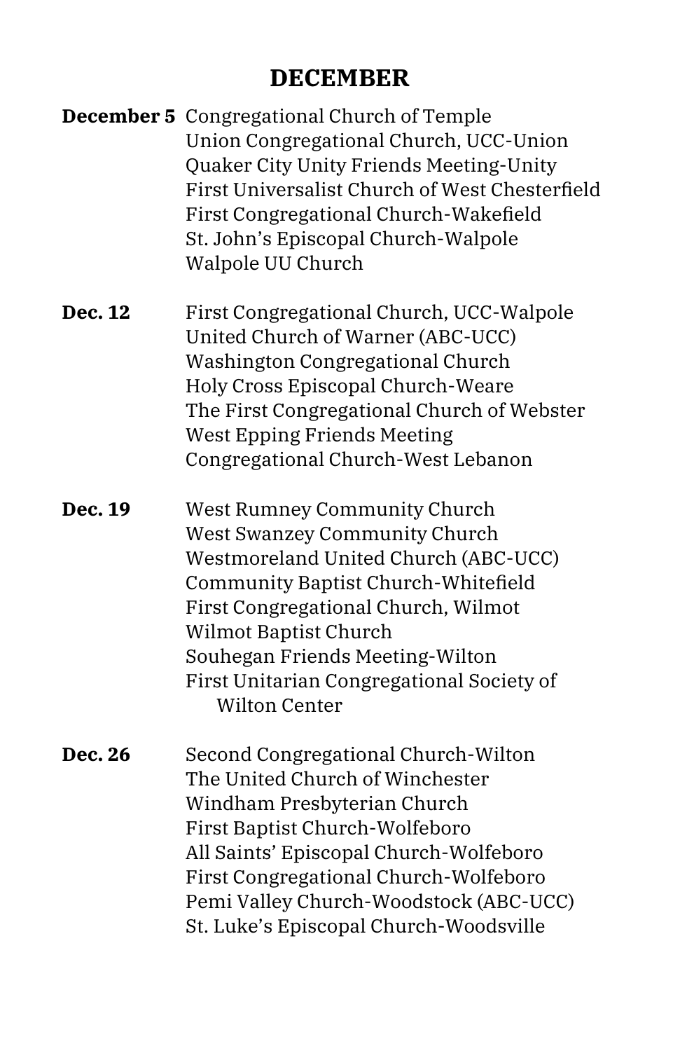# DECEMBER

**December 5** Congregational Church of Temple
Union Congregational Church, UCC-Union
Quaker City Unity Friends Meeting-Unity
First Universalist Church of West Chesterfield
First Congregational Church-Wakefield
St. John's Episcopal Church-Walpole
Walpole UU Church

**Dec. 12** First Congregational Church, UCC-Walpole
United Church of Warner (ABC-UCC)
Washington Congregational Church
Holy Cross Episcopal Church-Weare
The First Congregational Church of Webster
West Epping Friends Meeting
Congregational Church-West Lebanon

**Dec. 19** West Rumney Community Church
West Swanzey Community Church
Westmoreland United Church (ABC-UCC)
Community Baptist Church-Whitefield
First Congregational Church, Wilmot
Wilmot Baptist Church
Souhegan Friends Meeting-Wilton
First Unitarian Congregational Society of Wilton Center

**Dec. 26** Second Congregational Church-Wilton
The United Church of Winchester
Windham Presbyterian Church
First Baptist Church-Wolfeboro
All Saints' Episcopal Church-Wolfeboro
First Congregational Church-Wolfeboro
Pemi Valley Church-Woodstock (ABC-UCC)
St. Luke's Episcopal Church-Woodsville